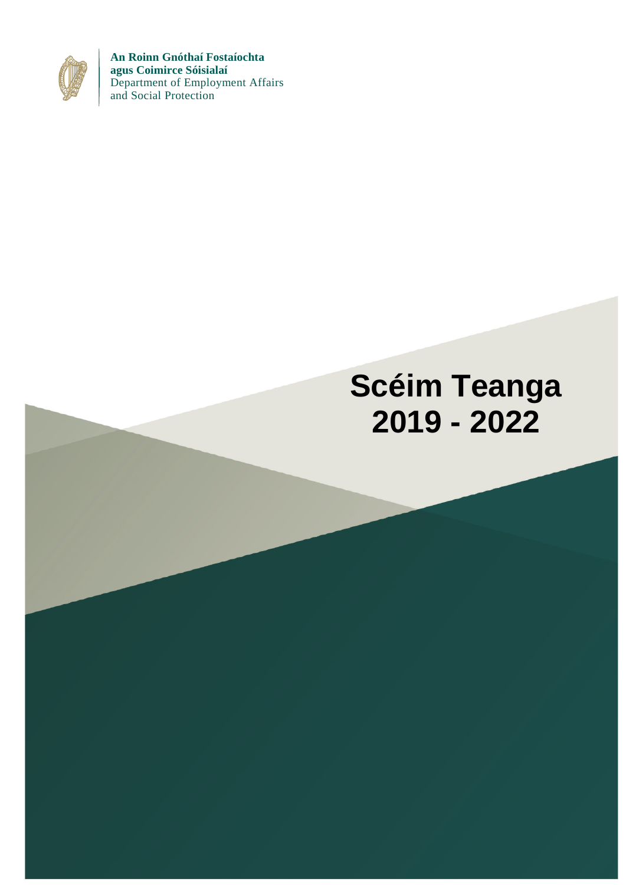**An Roinn Gnóthaí Fostaíochta**
**agus Coimirce Sóisialaí**
Department of Employment Affairs
and Social Protection

# Scéim Teanga
# 2019 - 2022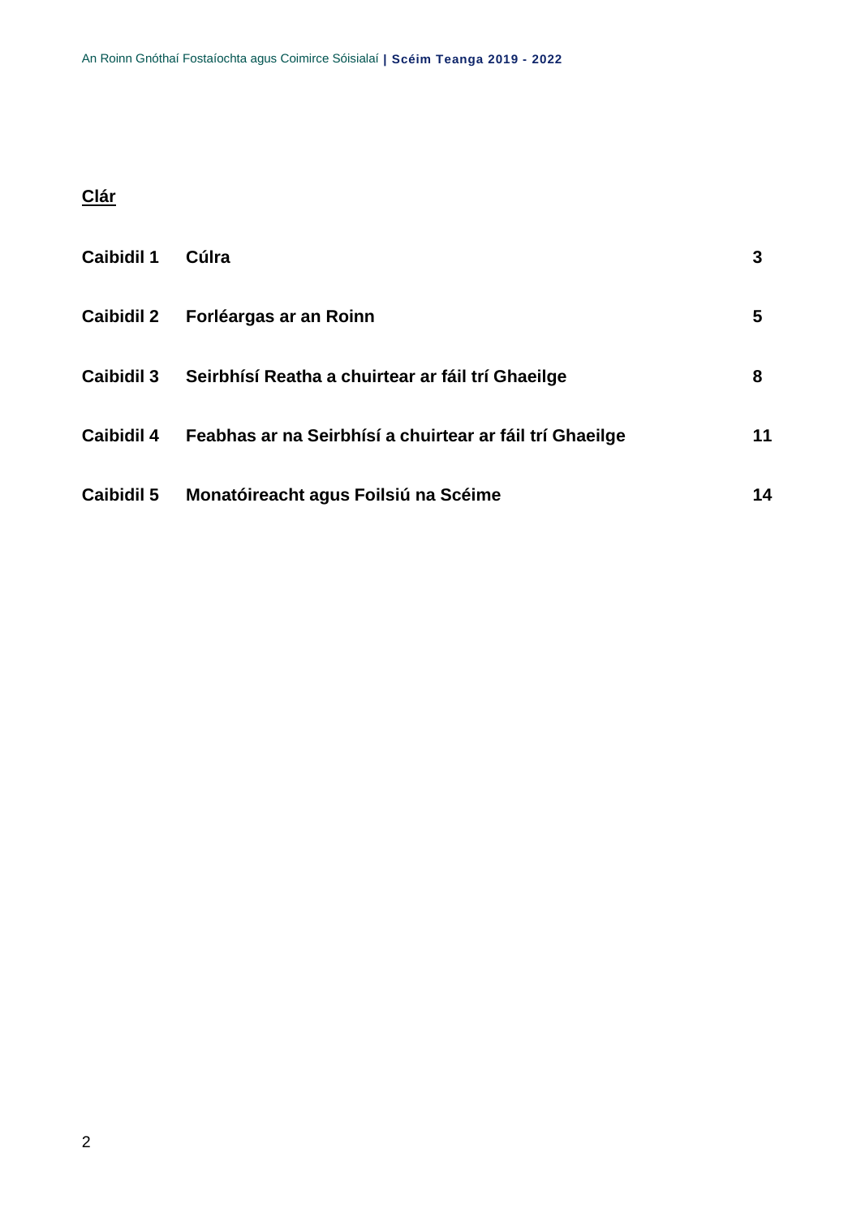**Clár**

| | | |
|---|---|---|
| **Caibidil 1** | **Cúlra** | **3** |
| **Caibidil 2** | **Forléargas ar an Roinn** | **5** |
| **Caibidil 3** | **Seirbhísí Reatha a chuirtear ar fáil trí Ghaeilge** | **8** |
| **Caibidil 4** | **Feabhas ar na Seirbhísí a chuirtear ar fáil trí Ghaeilge** | **11** |
| **Caibidil 5** | **Monatóireacht agus Foilsiú na Scéime** | **14** |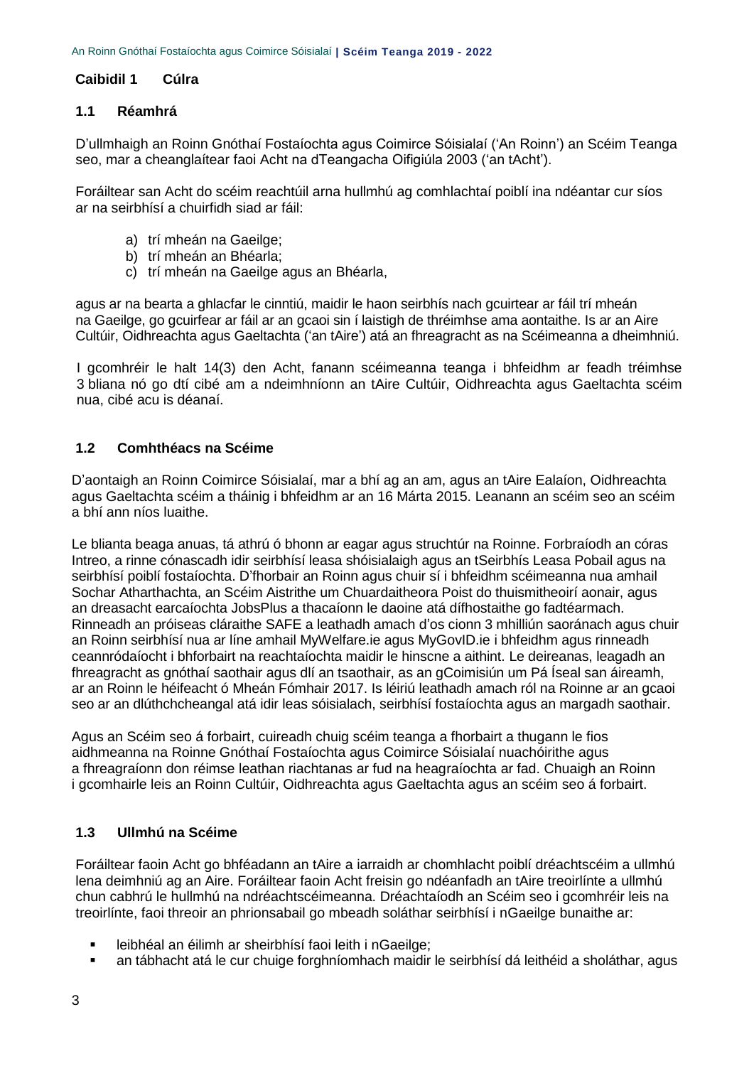## Caibidil 1 Cúlra

### 1.1 Réamhrá

D'ullmhaigh an Roinn Gnóthaí Fostaíochta agus Coimirce Sóisialaí ('An Roinn') an Scéim Teanga seo, mar a cheanglaítear faoi Acht na dTeangacha Oifigiúla 2003 ('an tAcht').

Foráiltear san Acht do scéim reachtúil arna hullmhú ag comhlachtaí poiblí ina ndéantar cur síos ar na seirbhísí a chuirfidh siad ar fáil:

a) trí mheán na Gaeilge;
b) trí mheán an Bhéarla;
c) trí mheán na Gaeilge agus an Bhéarla,

agus ar na bearta a ghlacfar le cinntiú, maidir le haon seirbhís nach gcuirtear ar fáil trí mheán na Gaeilge, go gcuirfear ar fáil ar an gcaoi sin í laistigh de thréimhse ama aontaithe. Is ar an Aire Cultúir, Oidhreachta agus Gaeltachta ('an tAire') atá an fhreagracht as na Scéimeanna a dheimhniú.

I gcomhréir le halt 14(3) den Acht, fanann scéimeanna teanga i bhfeidhm ar feadh tréimhse 3 bliana nó go dtí cibé am a ndeimhníonn an tAire Cultúir, Oidhreachta agus Gaeltachta scéim nua, cibé acu is déanaí.

### 1.2 Comhthéacs na Scéime

D'aontaigh an Roinn Coimirce Sóisialaí, mar a bhí ag an am, agus an tAire Ealaíon, Oidhreachta agus Gaeltachta scéim a tháinig i bhfeidhm ar an 16 Márta 2015. Leanann an scéim seo an scéim a bhí ann níos luaithe.

Le blianta beaga anuas, tá athrú ó bhonn ar eagar agus struchtúr na Roinne. Forbraíodh an córas Intreo, a rinne cónascadh idir seirbhísí leasa shóisialaigh agus an tSeirbhís Leasa Pobail agus na seirbhísí poiblí fostaíochta. D'fhorbair an Roinn agus chuir sí i bhfeidhm scéimeanna nua amhail Sochar Atharthachta, an Scéim Aistrithe um Chuardaitheora Poist do thuismitheoirí aonair, agus an dreasacht earcaíochta JobsPlus a thacaíonn le daoine atá dífhostaithe go fadtéarmach. Rinneadh an próiseas cláraithe SAFE a leathadh amach d'os cionn 3 mhilliún saoránach agus chuir an Roinn seirbhísí nua ar líne amhail MyWelfare.ie agus MyGovID.ie i bhfeidhm agus rinneadh ceannródaíocht i bhforbairt na reachtaíochta maidir le hinscne a aithint. Le deireanas, leagadh an fhreagracht as gnóthaí saothair agus dlí an tsaothair, as an gCoimisiún um Pá Íseal san áireamh, ar an Roinn le héifeacht ó Mheán Fómhair 2017. Is léiriú leathadh amach ról na Roinne ar an gcaoi seo ar an dlúthchcheangal atá idir leas sóisialach, seirbhísí fostaíochta agus an margadh saothair.

Agus an Scéim seo á forbairt, cuireadh chuig scéim teanga a fhorbairt a thugann le fios aidhmeanna na Roinne Gnóthaí Fostaíochta agus Coimirce Sóisialaí nuachóirithe agus a fhreagraíonn don réimse leathan riachtanas ar fud na heagraíochta ar fad. Chuaigh an Roinn i gcomhairle leis an Roinn Cultúir, Oidhreachta agus Gaeltachta agus an scéim seo á forbairt.

### 1.3 Ullmhú na Scéime

Foráiltear faoin Acht go bhféadann an tAire a iarraidh ar chomhlacht poiblí dréachtscéim a ullmhú lena deimhniú ag an Aire. Foráiltear faoin Acht freisin go ndéanfadh an tAire treoirlínte a ullmhú chun cabhrú le hullmhú na ndréachtscéimeanna. Dréachtaíodh an Scéim seo i gcomhréir leis na treoirlínte, faoi threoir an phrionsabail go mbeadh soláthar seirbhísí i nGaeilge bunaithe ar:

- leibhéal an éilimh ar sheirbhísí faoi leith i nGaeilge;
- an tábhacht atá le cur chuige forghníomhach maidir le seirbhísí dá leithéid a sholáthar, agus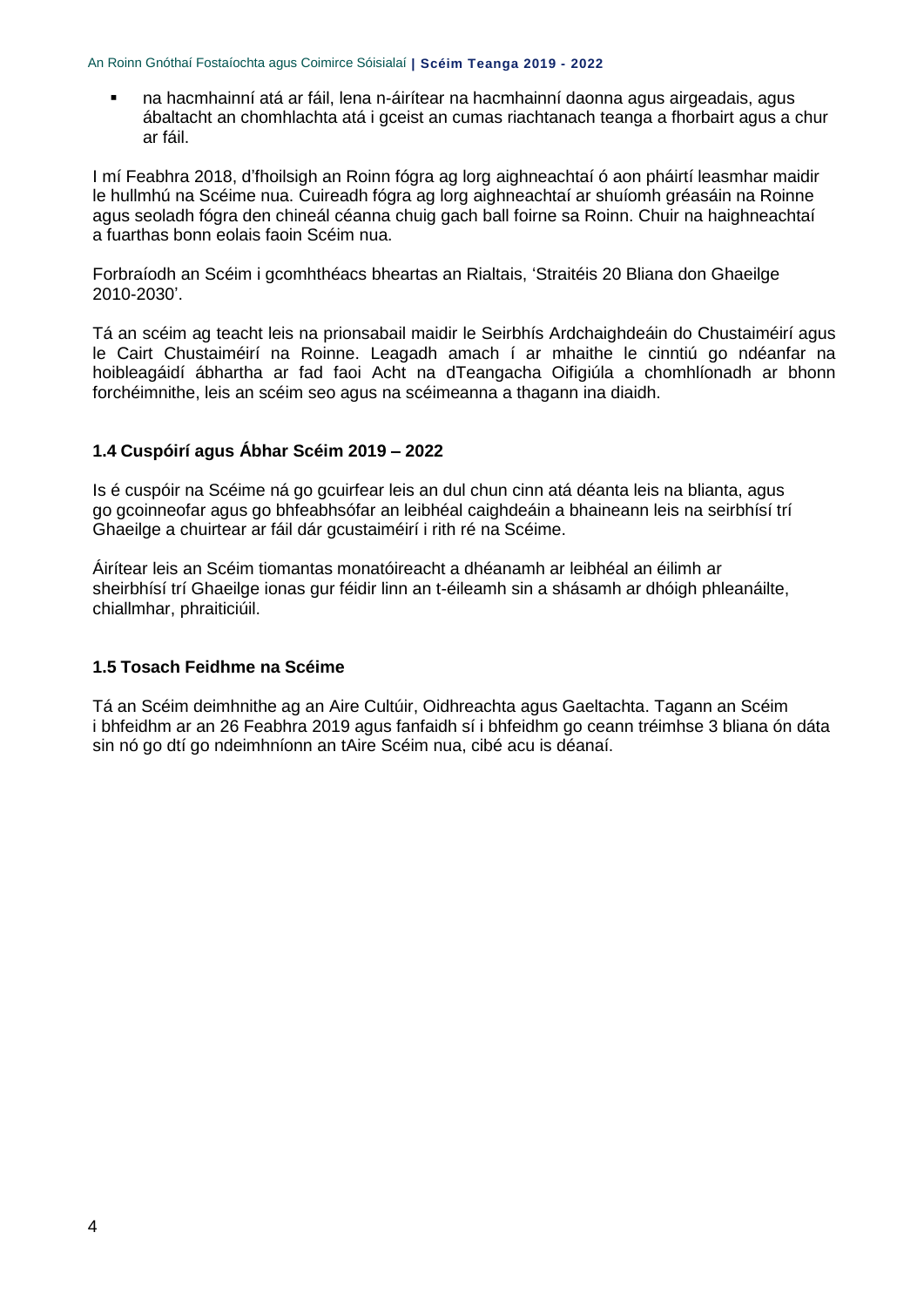- na hacmhainní atá ar fáil, lena n-áirítear na hacmhainní daonna agus airgeadais, agus ábaltacht an chomhlachta atá i gceist an cumas riachtanach teanga a fhorbairt agus a chur ar fáil.

I mí Feabhra 2018, d'fhoilsigh an Roinn fógra ag lorg aighneachtaí ó aon pháirtí leasmhar maidir le hullmhú na Scéime nua. Cuireadh fógra ag lorg aighneachtaí ar shuíomh gréasáin na Roinne agus seoladh fógra den chineál céanna chuig gach ball foirne sa Roinn. Chuir na haighneachtaí a fuarthas bonn eolais faoin Scéim nua.

Forbraíodh an Scéim i gcomhthéacs bheartas an Rialtais, 'Straitéis 20 Bliana don Ghaeilge 2010-2030'.

Tá an scéim ag teacht leis na prionsabail maidir le Seirbhís Ardchaighdeáin do Chustaiméirí agus le Cairt Chustaiméirí na Roinne. Leagadh amach í ar mhaithe le cinntiú go ndéanfar na hoibleagáidí ábhartha ar fad faoi Acht na dTeangacha Oifigiúla a chomhlíonadh ar bhonn forchéimnithe, leis an scéim seo agus na scéimeanna a thagann ina diaidh.

### 1.4 Cuspóirí agus Ábhar Scéim 2019 – 2022

Is é cuspóir na Scéime ná go gcuirfear leis an dul chun cinn atá déanta leis na blianta, agus go gcoinneofar agus go bhfeabhsófar an leibhéal caighdeáin a bhaineann leis na seirbhísí trí Ghaeilge a chuirtear ar fáil dár gcustaiméirí i rith ré na Scéime.

Áirítear leis an Scéim tiomantas monatóireacht a dhéanamh ar leibhéal an éilimh ar sheirbhísí trí Ghaeilge ionas gur féidir linn an t-éileamh sin a shásamh ar dhóigh phleanáilte, chiallmhar, phraiticiúil.

### 1.5 Tosach Feidhme na Scéime

Tá an Scéim deimhnithe ag an Aire Cultúir, Oidhreachta agus Gaeltachta. Tagann an Scéim i bhfeidhm ar an 26 Feabhra 2019 agus fanfaidh sí i bhfeidhm go ceann tréimhse 3 bliana ón dáta sin nó go dtí go ndeimhníonn an tAire Scéim nua, cibé acu is déanaí.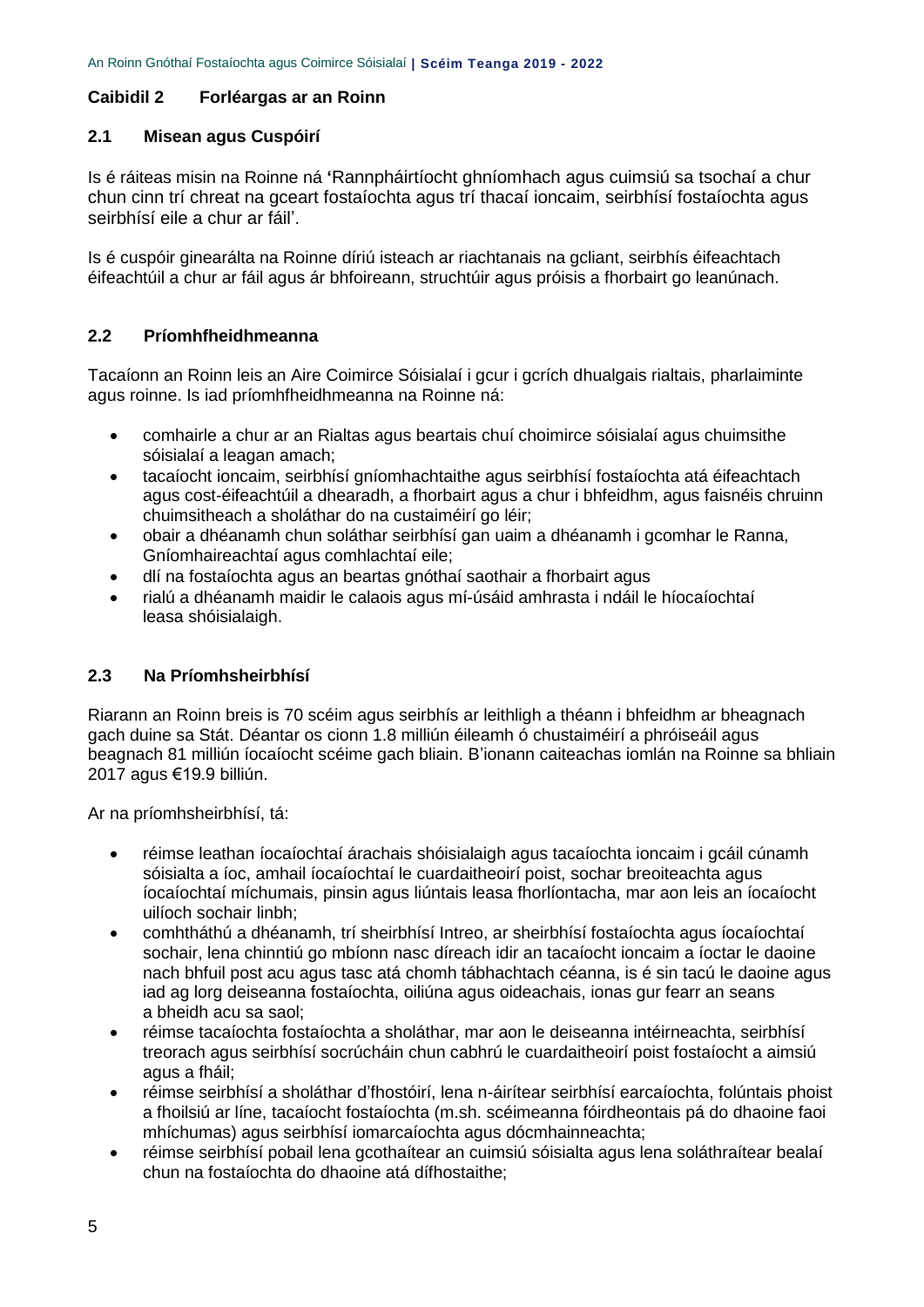## Caibidil 2 Forléargas ar an Roinn

### 2.1 Misean agus Cuspóirí

Is é ráiteas misin na Roinne ná 'Rannpháirtíocht ghníomhach agus cuimsiú sa tsochaí a chur chun cinn trí chreat na gceart fostaíochta agus trí thacaí ioncaim, seirbhísí fostaíochta agus seirbhísí eile a chur ar fáil'.

Is é cuspóir ginearálta na Roinne díriú isteach ar riachtanais na gcliant, seirbhís éifeachtach éifeachtúil a chur ar fáil agus ár bhfoireann, struchtúir agus próisis a fhorbairt go leanúnach.

### 2.2 Príomhfheidhmeanna

Tacaíonn an Roinn leis an Aire Coimirce Sóisialaí i gcur i gcrích dhualgais rialtais, pharlaiminte agus roinne. Is iad príomhfheidhmeanna na Roinne ná:

- comhairle a chur ar an Rialtas agus beartais chuí choimirce sóisialaí agus chuimsithe sóisialaí a leagan amach;
- tacaíocht ioncaim, seirbhísí gníomhachtaithe agus seirbhísí fostaíochta atá éifeachtach agus cost-éifeachtúil a dhearadh, a fhorbairt agus a chur i bhfeidhm, agus faisnéis chruinn chuimsitheach a sholáthar do na custaiméirí go léir;
- obair a dhéanamh chun soláthar seirbhísí gan uaim a dhéanamh i gcomhar le Ranna, Gníomhaireachtaí agus comhlachtaí eile;
- dlí na fostaíochta agus an beartas gnóthaí saothair a fhorbairt agus
- rialú a dhéanamh maidir le calaois agus mí-úsáid amhrasta i ndáil le híocaíochtaí leasa shóisialaigh.

### 2.3 Na Príomhsheirbhísí

Riarann an Roinn breis is 70 scéim agus seirbhís ar leithligh a théann i bhfeidhm ar bheagnach gach duine sa Stát. Déantar os cionn 1.8 milliún éileamh ó chustaiméirí a phróiseáil agus beagnach 81 milliún íocaíocht scéime gach bliain. B'ionann caiteachas iomlán na Roinne sa bhliain 2017 agus €19.9 billiún.

Ar na príomhsheirbhísí, tá:

- réimse leathan íocaíochtaí árachais shóisialaigh agus tacaíochta ioncaim i gcáil cúnamh sóisialta a íoc, amhail íocaíochtaí le cuardaitheoirí poist, sochar breoiteachta agus íocaíochtaí míchumais, pinsin agus liúntais leasa fhorlíontacha, mar aon leis an íocaíocht uilíoch sochair linbh;
- comhtháthú a dhéanamh, trí sheirbhísí Intreo, ar sheirbhísí fostaíochta agus íocaíochtaí sochair, lena chinntiú go mbíonn nasc díreach idir an tacaíocht ioncaim a íoctar le daoine nach bhfuil post acu agus tasc atá chomh tábhachtach céanna, is é sin tacú le daoine agus iad ag lorg deiseanna fostaíochta, oiliúna agus oideachais, ionas gur fearr an seans a bheidh acu sa saol;
- réimse tacaíochta fostaíochta a sholáthar, mar aon le deiseanna intéirneachta, seirbhísí treorach agus seirbhísí socrúcháin chun cabhrú le cuardaitheoirí poist fostaíocht a aimsiú agus a fháil;
- réimse seirbhísí a sholáthar d'fhostóirí, lena n-áirítear seirbhísí earcaíochta, folúntais phoist a fhoilsiú ar líne, tacaíocht fostaíochta (m.sh. scéimeanna fóirdheontais pá do dhaoine faoi mhíchumas) agus seirbhísí iomarcaíochta agus dócmhainneachta;
- réimse seirbhísí pobail lena gcothaítear an cuimsiú sóisialta agus lena soláthraítear bealaí chun na fostaíochta do dhaoine atá dífhostaithe;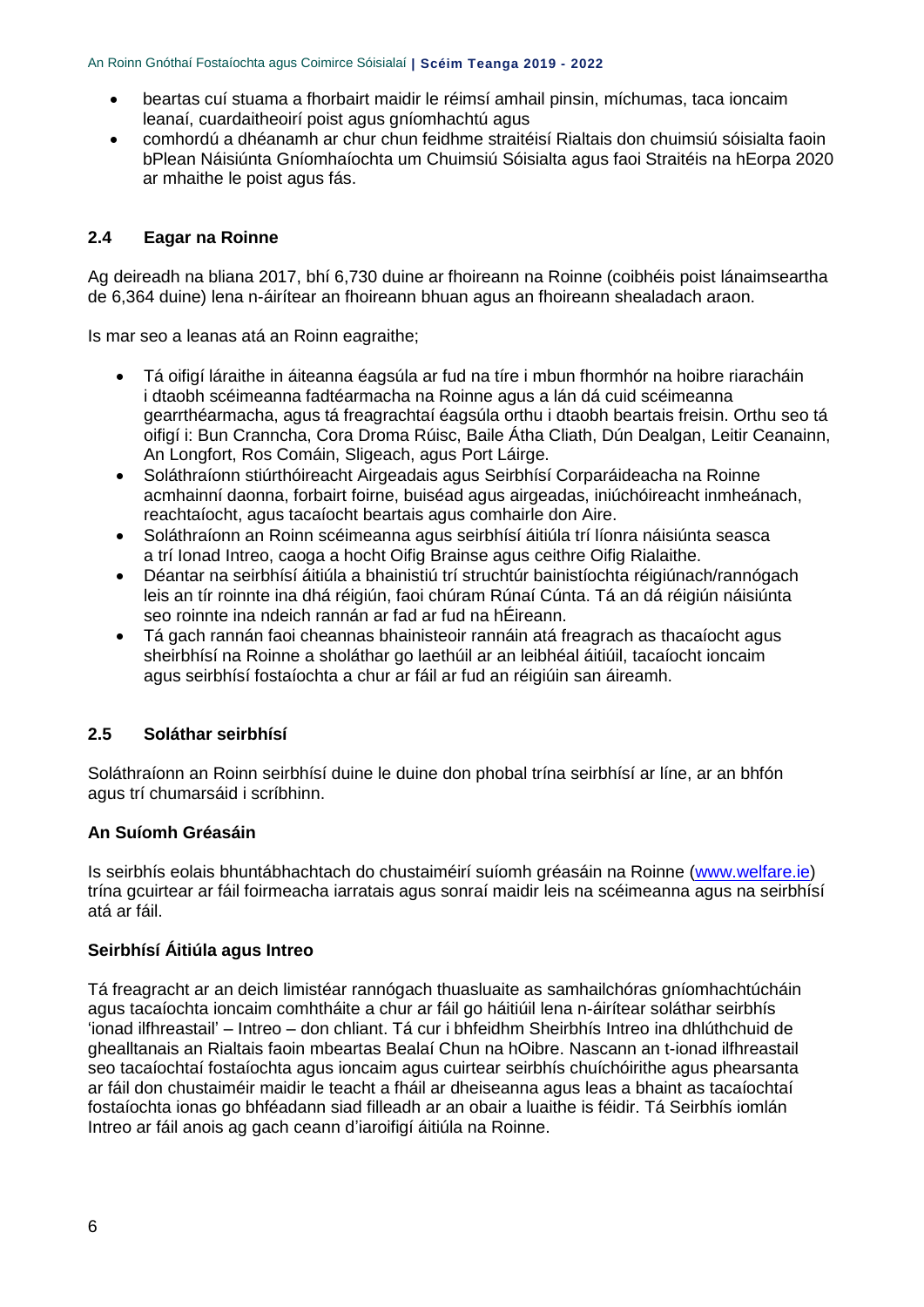- beartas cuí stuama a fhorbairt maidir le réimsí amhail pinsin, míchumas, taca ioncaim leanaí, cuardaitheoirí poist agus gníomhachtú agus
- comhordú a dhéanamh ar chur chun feidhme straitéisí Rialtais don chuimsiú sóisialta faoin bPlean Náisiúnta Gníomhaíochta um Chuimsiú Sóisialta agus faoi Straitéis na hEorpa 2020 ar mhaithe le poist agus fás.

## 2.4 Eagar na Roinne

Ag deireadh na bliana 2017, bhí 6,730 duine ar fhoireann na Roinne (coibhéis poist lánaimseartha de 6,364 duine) lena n-áirítear an fhoireann bhuan agus an fhoireann shealadach araon.

Is mar seo a leanas atá an Roinn eagraithe;

- Tá oifigí láraithe in áiteanna éagsúla ar fud na tíre i mbun fhormhór na hoibre riaracháin i dtaobh scéimeanna fadtéarmacha na Roinne agus a lán dá cuid scéimeanna gearrthéarmacha, agus tá freagrachtaí éagsúla orthu i dtaobh beartais freisin. Orthu seo tá oifigí i: Bun Cranncha, Cora Droma Rúisc, Baile Átha Cliath, Dún Dealgan, Leitir Ceanainn, An Longfort, Ros Comáin, Sligeach, agus Port Láirge.
- Soláthraíonn stiúrthóireacht Airgeadais agus Seirbhísí Corparáideacha na Roinne acmhainní daonna, forbairt foirne, buiséad agus airgeadas, iniúchóireacht inmheánach, reachtaíocht, agus tacaíocht beartais agus comhairle don Aire.
- Soláthraíonn an Roinn scéimeanna agus seirbhísí áitiúla trí líonra náisiúnta seasca a trí Ionad Intreo, caoga a hocht Oifig Brainse agus ceithre Oifig Rialaithe.
- Déantar na seirbhísí áitiúla a bhainistiú trí struchtúr bainistíochta réigiúnach/rannógach leis an tír roinnte ina dhá réigiún, faoi chúram Rúnaí Cúnta. Tá an dá réigiún náisiúnta seo roinnte ina ndeich rannán ar fad ar fud na hÉireann.
- Tá gach rannán faoi cheannas bhainisteoir rannáin atá freagrach as thacaíocht agus sheirbhísí na Roinne a sholáthar go laethúil ar an leibhéal áitiúil, tacaíocht ioncaim agus seirbhísí fostaíochta a chur ar fáil ar fud an réigiúin san áireamh.

## 2.5 Soláthar seirbhísí

Soláthraíonn an Roinn seirbhísí duine le duine don phobal trína seirbhísí ar líne, ar an bhfón agus trí chumarsáid i scríbhinn.

### An Suíomh Gréasáin

Is seirbhís eolais bhuntábhachtach do chustaiméirí suíomh gréasáin na Roinne ([www.welfare.ie](http://www.welfare.ie)) trína gcuirtear ar fáil foirmeacha iarratais agus sonraí maidir leis na scéimeanna agus na seirbhísí atá ar fáil.

### Seirbhísí Áitiúla agus Intreo

Tá freagracht ar an deich limistéar rannógach thuasluaite as samhailchóras gníomhachtúcháin agus tacaíochta ioncaim comhtháite a chur ar fáil go háitiúil lena n-áirítear soláthar seirbhís 'ionad ilfhreastail' – Intreo – don chliant. Tá cur i bhfeidhm Sheirbhís Intreo ina dhlúthchuid de ghealltanais an Rialtais faoin mbeartas Bealaí Chun na hOibre. Nascann an t-ionad ilfhreastail seo tacaíochtaí fostaíochta agus ioncaim agus cuirtear seirbhís chuíchóirithe agus phearsanta ar fáil don chustaiméir maidir le teacht a fháil ar dheiseanna agus leas a bhaint as tacaíochtaí fostaíochta ionas go bhféadann siad filleadh ar an obair a luaithe is féidir. Tá Seirbhís iomlán Intreo ar fáil anois ag gach ceann d'iaroifigí áitiúla na Roinne.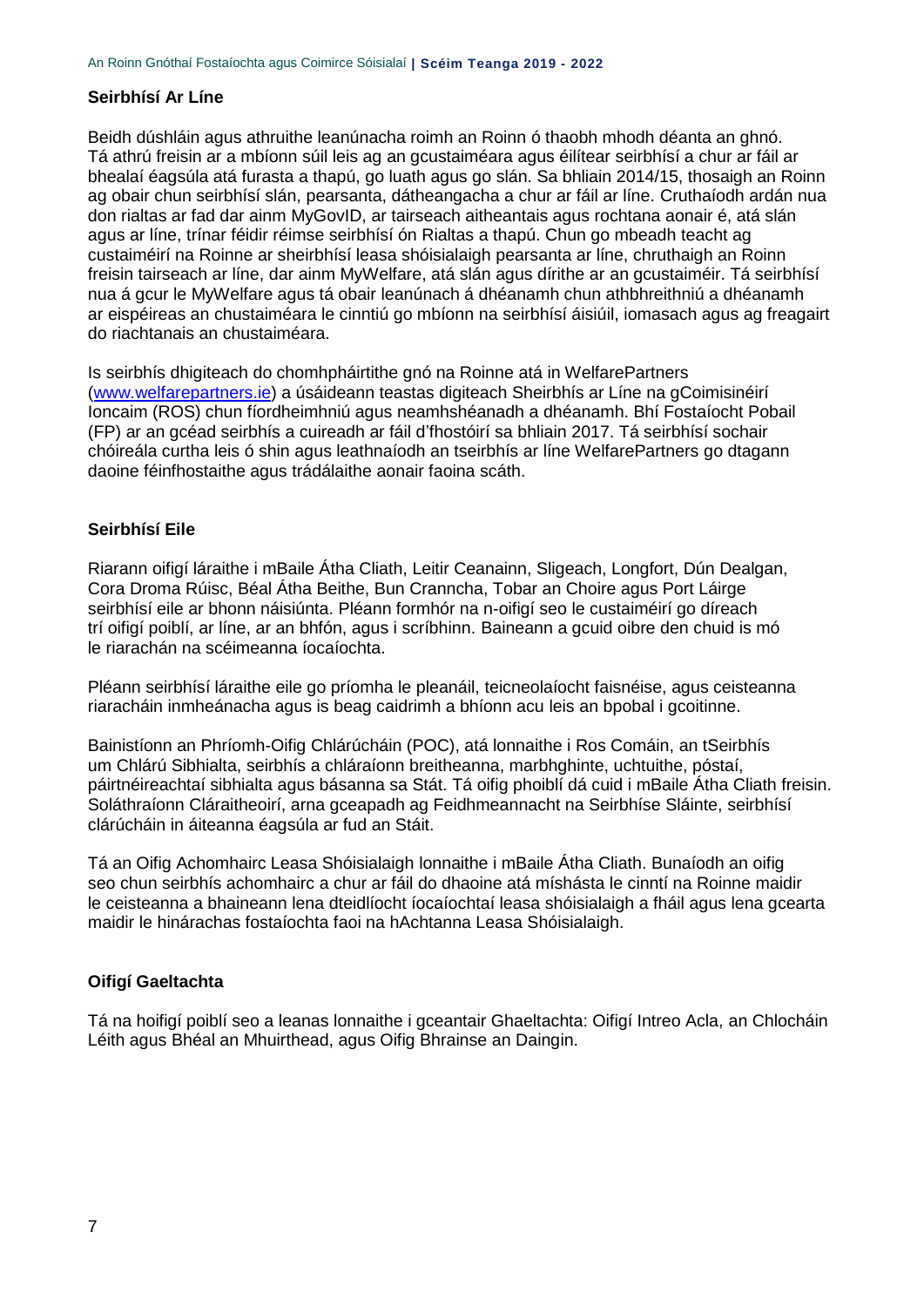### Seirbhísí Ar Líne

Beidh dúshláin agus athruithe leanúnacha roimh an Roinn ó thaobh mhodh déanta an ghnó. Tá athrú freisin ar a mbíonn súil leis ag an gcustaiméara agus éilítear seirbhísí a chur ar fáil ar bhealaí éagsúla atá furasta a thapú, go luath agus go slán. Sa bhliain 2014/15, thosaigh an Roinn ag obair chun seirbhísí slán, pearsanta, dátheangacha a chur ar fáil ar líne. Cruthaíodh ardán nua don rialtas ar fad dar ainm MyGovID, ar tairseach aitheantais agus rochtana aonair é, atá slán agus ar líne, trínar féidir réimse seirbhísí ón Rialtas a thapú. Chun go mbeadh teacht ag custaiméirí na Roinne ar sheirbhísí leasa shóisialaigh pearsanta ar líne, chruthaigh an Roinn freisin tairseach ar líne, dar ainm MyWelfare, atá slán agus dírithe ar an gcustaiméir. Tá seirbhísí nua á gcur le MyWelfare agus tá obair leanúnach á dhéanamh chun athbhreithniú a dhéanamh ar eispéireas an chustaiméara le cinntiú go mbíonn na seirbhísí áisiúil, iomasach agus ag freagairt do riachtanais an chustaiméara.

Is seirbhís dhigiteach do chomhpháirtithe gnó na Roinne atá in WelfarePartners ([www.welfarepartners.ie](http://www.welfarepartners.ie)) a úsáideann teastas digiteach Sheirbhís ar Líne na gCoimisinéirí Ioncaim (ROS) chun fíordheimhniú agus neamhshéanadh a dhéanamh. Bhí Fostaíocht Pobail (FP) ar an gcéad seirbhís a cuireadh ar fáil d'fhostóirí sa bhliain 2017. Tá seirbhísí sochair chóireála curtha leis ó shin agus leathnaíodh an tseirbhís ar líne WelfarePartners go dtagann daoine féinfhostaithe agus trádálaithe aonair faoina scáth.

### Seirbhísí Eile

Riarann oifigí láraithe i mBaile Átha Cliath, Leitir Ceanainn, Sligeach, Longfort, Dún Dealgan, Cora Droma Rúisc, Béal Átha Beithe, Bun Cranncha, Tobar an Choire agus Port Láirge seirbhísí eile ar bhonn náisiúnta. Pléann formhór na n-oifigí seo le custaiméirí go díreach trí oifigí poiblí, ar líne, ar an bhfón, agus i scríbhinn. Baineann a gcuid oibre den chuid is mó le riarachán na scéimeanna íocaíochta.

Pléann seirbhísí láraithe eile go príomha le pleanáil, teicneolaíocht faisnéise, agus ceisteanna riaracháin inmheánacha agus is beag caidrimh a bhíonn acu leis an bpobal i gcoitinne.

Bainistíonn an Phríomh-Oifig Chlárúcháin (POC), atá lonnaithe i Ros Comáin, an tSeirbhís um Chlárú Sibhialta, seirbhís a chláraíonn breitheanna, marbhghinte, uchtuithe, póstaí, páirtnéireachtaí sibhialta agus básanna sa Stát. Tá oifig phoiblí dá cuid i mBaile Átha Cliath freisin. Soláthraíonn Cláraitheoirí, arna gceapadh ag Feidhmeannacht na Seirbhíse Sláinte, seirbhísí clárúcháin in áiteanna éagsúla ar fud an Stáit.

Tá an Oifig Achomhairc Leasa Shóisialaigh lonnaithe i mBaile Átha Cliath. Bunaíodh an oifig seo chun seirbhís achomhairc a chur ar fáil do dhaoine atá míshásta le cinntí na Roinne maidir le ceisteanna a bhaineann lena dteidlíocht íocaíochtaí leasa shóisialaigh a fháil agus lena gcearta maidir le hinárachas fostaíochta faoi na hAchtanna Leasa Shóisialaigh.

### Oifigí Gaeltachta

Tá na hoifigí poiblí seo a leanas lonnaithe i gceantair Ghaeltachta: Oifigí Intreo Acla, an Chlocháin Léith agus Bhéal an Mhuirthead, agus Oifig Bhrainse an Daingin.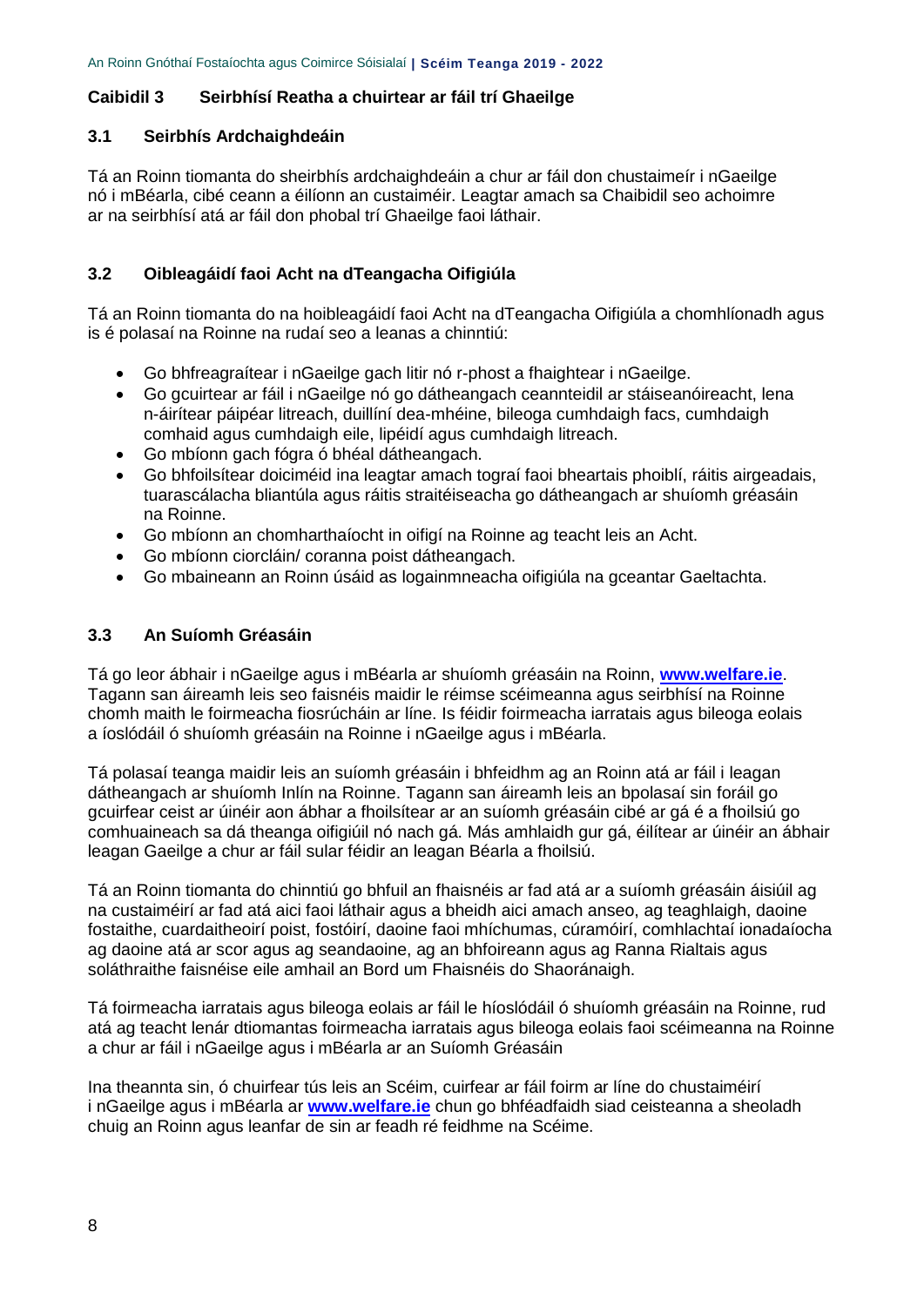## Caibidil 3 Seirbhísí Reatha a chuirtear ar fáil trí Ghaeilge

### 3.1 Seirbhís Ardchaighdeáin

Tá an Roinn tiomanta do sheirbhís ardchaighdeáin a chur ar fáil don chustaimeír i nGaeilge nó i mBéarla, cibé ceann a éilíonn an custaiméir. Leagtar amach sa Chaibidil seo achoimre ar na seirbhísí atá ar fáil don phobal trí Ghaeilge faoi láthair.

### 3.2 Oibleagáidí faoi Acht na dTeangacha Oifigiúla

Tá an Roinn tiomanta do na hoibleagáidí faoi Acht na dTeangacha Oifigiúla a chomhlíonadh agus is é polasaí na Roinne na rudaí seo a leanas a chinntiú:

- Go bhfreagraítear i nGaeilge gach litir nó r-phost a fhaightear i nGaeilge.
- Go gcuirtear ar fáil i nGaeilge nó go dátheangach ceannteidil ar stáiseanóireacht, lena n-áirítear páipéar litreach, duillíní dea-mhéine, bileoga cumhdaigh facs, cumhdaigh comhaid agus cumhdaigh eile, lipéidí agus cumhdaigh litreach.
- Go mbíonn gach fógra ó bhéal dátheangach.
- Go bhfoilsítear doiciméid ina leagtar amach tograí faoi bheartais phoiblí, ráitis airgeadais, tuarascálacha bliantúla agus ráitis straitéiseacha go dátheangach ar shuíomh gréasáin na Roinne.
- Go mbíonn an chomharthaíocht in oifigí na Roinne ag teacht leis an Acht.
- Go mbíonn ciorcláin/ coranna poist dátheangach.
- Go mbaineann an Roinn úsáid as logainmneacha oifigiúla na gceantar Gaeltachta.

### 3.3 An Suíomh Gréasáin

Tá go leor ábhair i nGaeilge agus i mBéarla ar shuíomh gréasáin na Roinn, **www.welfare.ie**. Tagann san áireamh leis seo faisnéis maidir le réimse scéimeanna agus seirbhísí na Roinne chomh maith le foirmeacha fiosrúcháin ar líne. Is féidir foirmeacha iarratais agus bileoga eolais a íoslódáil ó shuíomh gréasáin na Roinne i nGaeilge agus i mBéarla.

Tá polasaí teanga maidir leis an suíomh gréasáin i bhfeidhm ag an Roinn atá ar fáil i leagan dátheangach ar shuíomh Inlín na Roinne. Tagann san áireamh leis an bpolasaí sin foráil go gcuirfear ceist ar úinéir aon ábhar a fhoilsítear ar an suíomh gréasáin cibé ar gá é a fhoilsiú go comhuaineach sa dá theanga oifigiúil nó nach gá. Más amhlaidh gur gá, éilítear ar úinéir an ábhair leagan Gaeilge a chur ar fáil sular féidir an leagan Béarla a fhoilsiú.

Tá an Roinn tiomanta do chinntiú go bhfuil an fhaisnéis ar fad atá ar a suíomh gréasáin áisiúil ag na custaiméirí ar fad atá aici faoi láthair agus a bheidh aici amach anseo, ag teaghlaigh, daoine fostaithe, cuardaitheoirí poist, fostóirí, daoine faoi mhíchumas, cúramóirí, comhlachtaí ionadaíocha ag daoine atá ar scor agus ag seandaoine, ag an bhfoireann agus ag Ranna Rialtais agus soláthraithe faisnéise eile amhail an Bord um Fhaisnéis do Shaoránaigh.

Tá foirmeacha iarratais agus bileoga eolais ar fáil le híoslódáil ó shuíomh gréasáin na Roinne, rud atá ag teacht lenár dtiomantas foirmeacha iarratais agus bileoga eolais faoi scéimeanna na Roinne a chur ar fáil i nGaeilge agus i mBéarla ar an Suíomh Gréasáin

Ina theannta sin, ó chuirfear tús leis an Scéim, cuirfear ar fáil foirm ar líne do chustaiméirí i nGaeilge agus i mBéarla ar **www.welfare.ie** chun go bhféadfaidh siad ceisteanna a sheoladh chuig an Roinn agus leanfar de sin ar feadh ré feidhme na Scéime.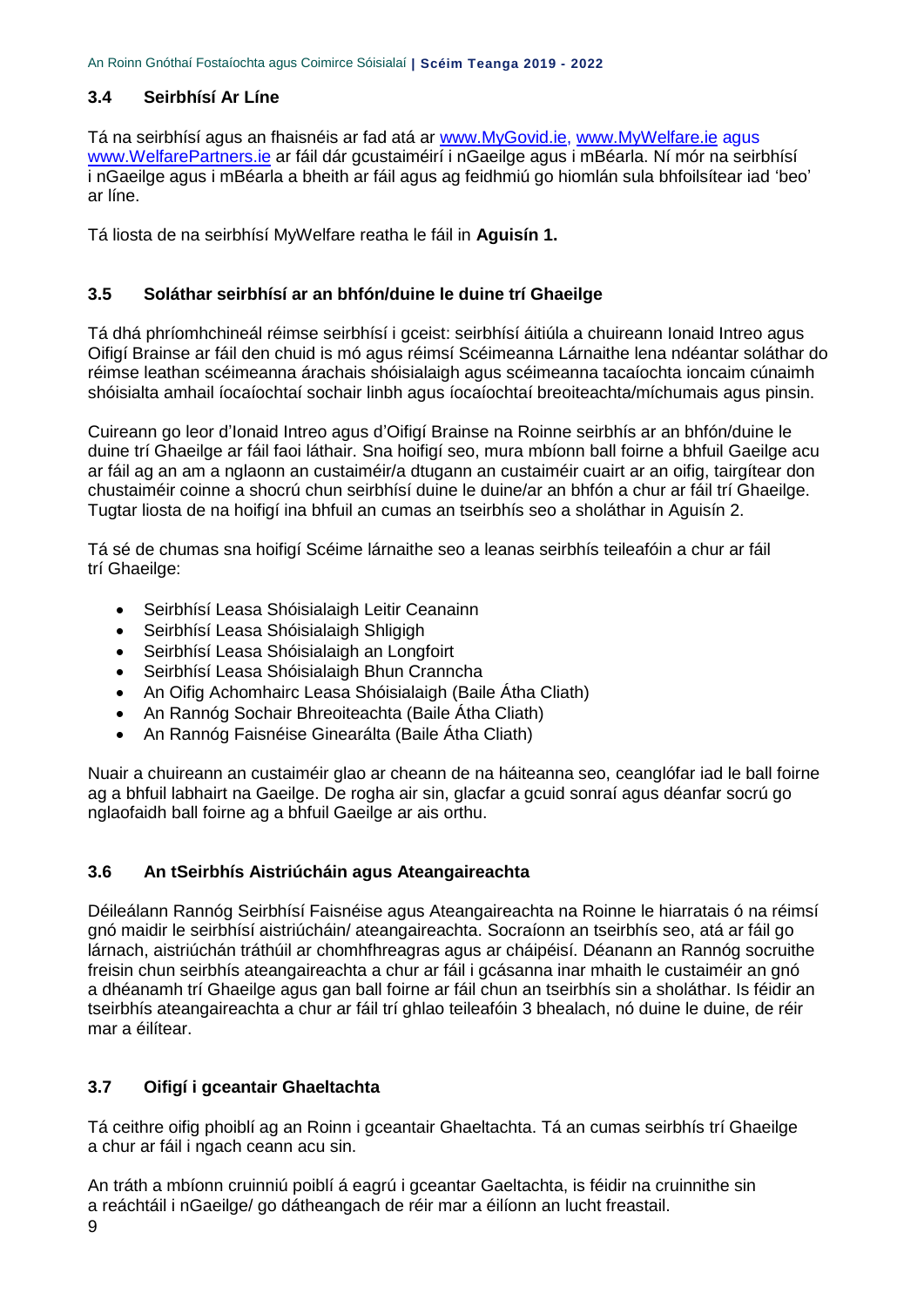### 3.4 Seirbhísí Ar Líne

Tá na seirbhísí agus an fhaisnéis ar fad atá ar www.MyGovid.ie, www.MyWelfare.ie agus www.WelfarePartners.ie ar fáil dár gcustaiméirí i nGaeilge agus i mBéarla. Ní mór na seirbhísí i nGaeilge agus i mBéarla a bheith ar fáil agus ag feidhmiú go hiomlán sula bhfoilsítear iad 'beo' ar líne.

Tá liosta de na seirbhísí MyWelfare reatha le fáil in **Aguisín 1.**

### 3.5 Soláthar seirbhísí ar an bhfón/duine le duine trí Ghaeilge

Tá dhá phríomhchineál réimse seirbhísí i gceist: seirbhísí áitiúla a chuireann Ionaid Intreo agus Oifigí Brainse ar fáil den chuid is mó agus réimsí Scéimeanna Lárnaithe lena ndéantar soláthar do réimse leathan scéimeanna árachais shóisialaigh agus scéimeanna tacaíochta ioncaim cúnaimh shóisialta amhail íocaíochtaí sochair linbh agus íocaíochtaí breoiteachta/míchumais agus pinsin.

Cuireann go leor d'Ionaid Intreo agus d'Oifigí Brainse na Roinne seirbhís ar an bhfón/duine le duine trí Ghaeilge ar fáil faoi láthair. Sna hoifigí seo, mura mbíonn ball foirne a bhfuil Gaeilge acu ar fáil ag an am a nglaonn an custaiméir/a dtugann an custaiméir cuairt ar an oifig, tairgítear don chustaiméir coinne a shocrú chun seirbhísí duine le duine/ar an bhfón a chur ar fáil trí Ghaeilge. Tugtar liosta de na hoifigí ina bhfuil an cumas an tseirbhís seo a sholáthar in Aguisín 2.

Tá sé de chumas sna hoifigí Scéime lárnaithe seo a leanas seirbhís teileafóin a chur ar fáil trí Ghaeilge:

- Seirbhísí Leasa Shóisialaigh Leitir Ceanainn
- Seirbhísí Leasa Shóisialaigh Shligigh
- Seirbhísí Leasa Shóisialaigh an Longfoirt
- Seirbhísí Leasa Shóisialaigh Bhun Cranncha
- An Oifig Achomhairc Leasa Shóisialaigh (Baile Átha Cliath)
- An Rannóg Sochair Bhreoiteachta (Baile Átha Cliath)
- An Rannóg Faisnéise Ginearálta (Baile Átha Cliath)

Nuair a chuireann an custaiméir glao ar cheann de na háiteanna seo, ceanglófar iad le ball foirne ag a bhfuil labhairt na Gaeilge. De rogha air sin, glacfar a gcuid sonraí agus déanfar socrú go nglaofaidh ball foirne ag a bhfuil Gaeilge ar ais orthu.

### 3.6 An tSeirbhís Aistriúcháin agus Ateangaireachta

Déileálann Rannóg Seirbhísí Faisnéise agus Ateangaireachta na Roinne le hiarratais ó na réimsí gnó maidir le seirbhísí aistriúcháin/ ateangaireachta. Socraíonn an tseirbhís seo, atá ar fáil go lárnach, aistriúchán tráthúil ar chomhfhreagras agus ar cháipéisí. Déanann an Rannóg socruithe freisin chun seirbhís ateangaireachta a chur ar fáil i gcásanna inar mhaith le custaiméir an gnó a dhéanamh trí Ghaeilge agus gan ball foirne ar fáil chun an tseirbhís sin a sholáthar. Is féidir an tseirbhís ateangaireachta a chur ar fáil trí ghlao teileafóin 3 bhealach, nó duine le duine, de réir mar a éilítear.

### 3.7 Oifigí i gceantair Ghaeltachta

Tá ceithre oifig phoiblí ag an Roinn i gceantair Ghaeltachta. Tá an cumas seirbhís trí Ghaeilge a chur ar fáil i ngach ceann acu sin.

An tráth a mbíonn cruinniú poiblí á eagrú i gceantar Gaeltachta, is féidir na cruinnithe sin a reáchtáil i nGaeilge/ go dátheangach de réir mar a éilíonn an lucht freastail.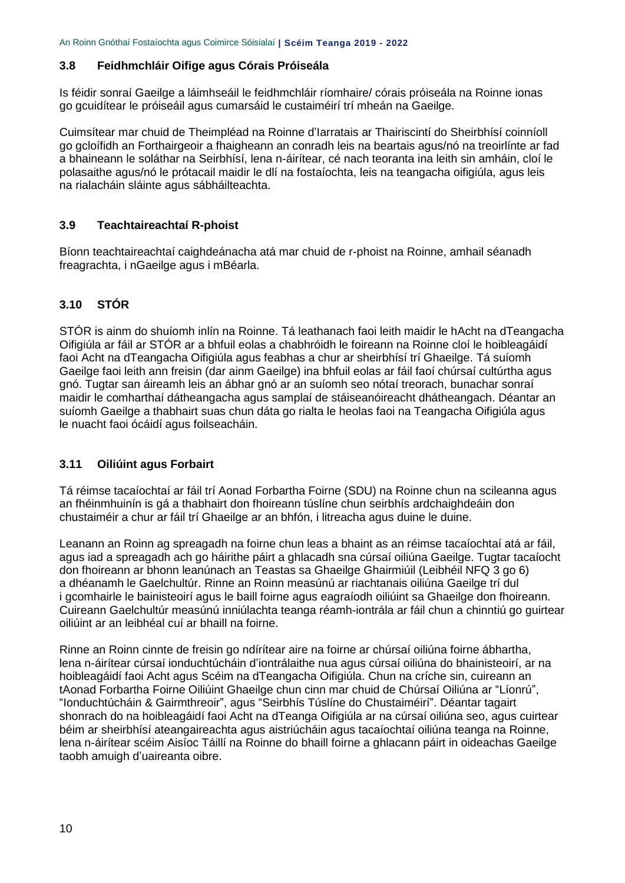### 3.8 Feidhmchláir Oifige agus Córais Próiseála

Is féidir sonraí Gaeilge a láimhseáil le feidhmchláir ríomhaire/ córais próiseála na Roinne ionas go gcuidítear le próiseáil agus cumarsáid le custaiméirí trí mheán na Gaeilge.

Cuimsítear mar chuid de Theimpléad na Roinne d'Iarratais ar Thairiscintí do Sheirbhísí coinníoll go gcloífidh an Forthairgeoir a fhaigheann an conradh leis na beartais agus/nó na treoirlínte ar fad a bhaineann le soláthar na Seirbhísí, lena n-áirítear, cé nach teoranta ina leith sin amháin, cloí le polasaithe agus/nó le prótacail maidir le dlí na fostaíochta, leis na teangacha oifigiúla, agus leis na rialacháin sláinte agus sábháilteachta.

### 3.9 Teachtaireachtaí R-phoist

Bíonn teachtaireachtaí caighdeánacha atá mar chuid de r-phoist na Roinne, amhail séanadh freagrachta, i nGaeilge agus i mBéarla.

### 3.10 STÓR

STÓR is ainm do shuíomh inlín na Roinne. Tá leathanach faoi leith maidir le hAcht na dTeangacha Oifigiúla ar fáil ar STÓR ar a bhfuil eolas a chabhróidh le foireann na Roinne cloí le hoibleagáidí faoi Acht na dTeangacha Oifigiúla agus feabhas a chur ar sheirbhísí trí Ghaeilge. Tá suíomh Gaeilge faoi leith ann freisin (dar ainm Gaeilge) ina bhfuil eolas ar fáil faoí chúrsaí cultúrtha agus gnó. Tugtar san áireamh leis an ábhar gnó ar an suíomh seo nótaí treorach, bunachar sonraí maidir le comharthaí dátheangacha agus samplaí de stáiseanóireacht dhátheangach. Déantar an suíomh Gaeilge a thabhairt suas chun dáta go rialta le heolas faoi na Teangacha Oifigiúla agus le nuacht faoi ócáidí agus foilseacháin.

### 3.11 Oiliúint agus Forbairt

Tá réimse tacaíochtaí ar fáil trí Aonad Forbartha Foirne (SDU) na Roinne chun na scileanna agus an fhéinmhuinín is gá a thabhairt don fhoireann túslíne chun seirbhís ardchaighdeáin don chustaiméir a chur ar fáil trí Ghaeilge ar an bhfón, i litreacha agus duine le duine.

Leanann an Roinn ag spreagadh na foirne chun leas a bhaint as an réimse tacaíochtaí atá ar fáil, agus iad a spreagadh ach go háirithe páirt a ghlacadh sna cúrsaí oiliúna Gaeilge. Tugtar tacaíocht don fhoireann ar bhonn leanúnach an Teastas sa Ghaeilge Ghairmiúil (Leibhéil NFQ 3 go 6) a dhéanamh le Gaelchultúr. Rinne an Roinn measúnú ar riachtanais oiliúna Gaeilge trí dul i gcomhairle le bainisteoirí agus le baill foirne agus eagraíodh oiliúint sa Ghaeilge don fhoireann. Cuireann Gaelchultúr measúnú inniúlachta teanga réamh-iontrála ar fáil chun a chinntiú go guirtear oiliúint ar an leibhéal cuí ar bhaill na foirne.

Rinne an Roinn cinnte de freisin go ndírítear aire na foirne ar chúrsaí oiliúna foirne ábhartha, lena n-áirítear cúrsaí ionduchtúcháin d'iontrálaithe nua agus cúrsaí oiliúna do bhainisteoirí, ar na hoibleagáidí faoi Acht agus Scéim na dTeangacha Oifigiúla. Chun na críche sin, cuireann an tAonad Forbartha Foirne Oiliúint Ghaeilge chun cinn mar chuid de Chúrsaí Oiliúna ar "Líonrú", "Ionduchtúcháin & Gairmthreoir", agus "Seirbhís Túslíne do Chustaiméirí". Déantar tagairt shonrach do na hoibleagáidí faoi Acht na dTeanga Oifigiúla ar na cúrsaí oiliúna seo, agus cuirtear béim ar sheirbhísí ateangaireachta agus aistriúcháin agus tacaíochtaí oiliúna teanga na Roinne, lena n-áirítear scéim Aisíoc Táillí na Roinne do bhaill foirne a ghlacann páirt in oideachas Gaeilge taobh amuigh d'uaireanta oibre.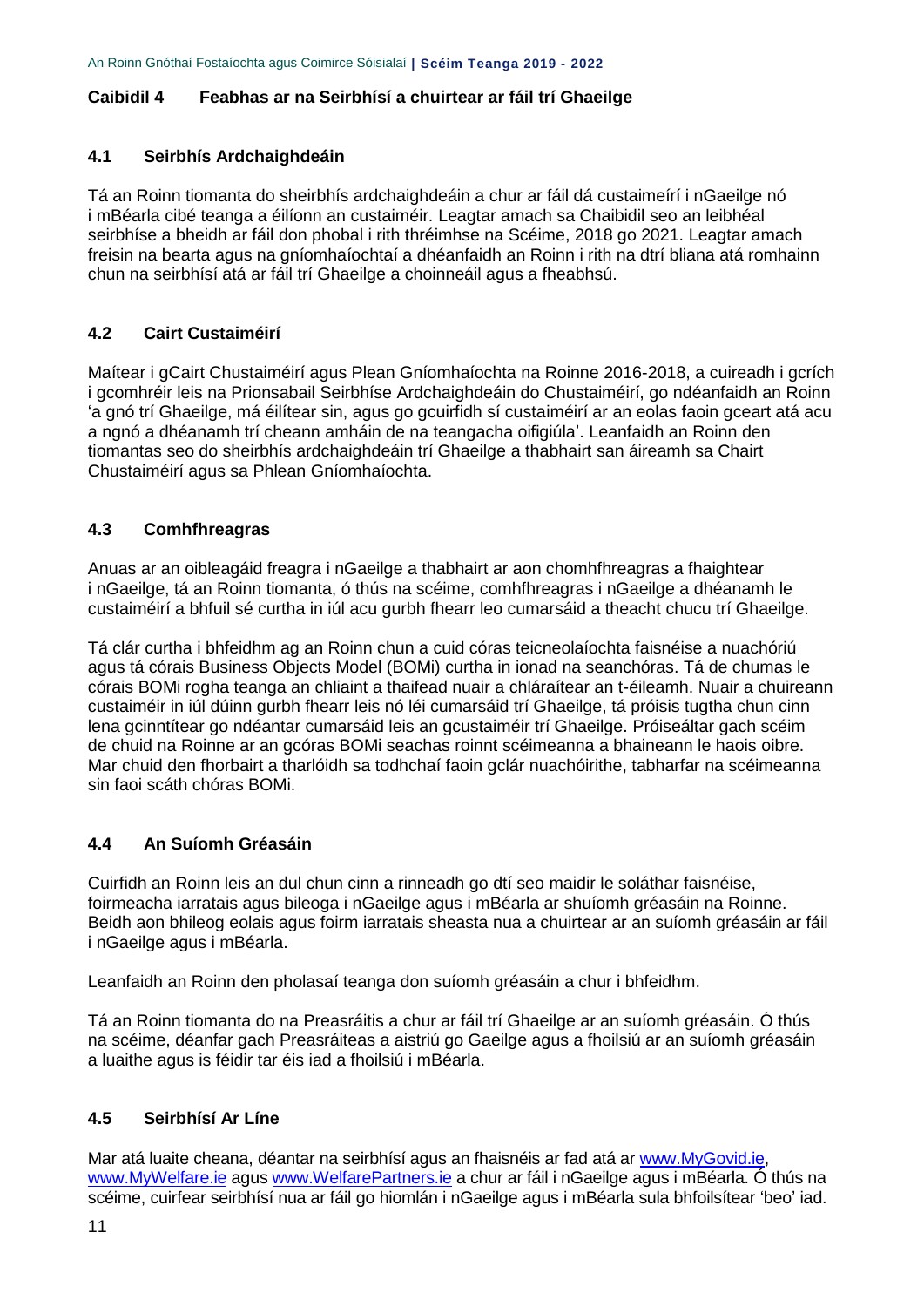## Caibidil 4 Feabhas ar na Seirbhísí a chuirtear ar fáil trí Ghaeilge

### 4.1 Seirbhís Ardchaighdeáin

Tá an Roinn tiomanta do sheirbhís ardchaighdeáin a chur ar fáil dá custaimeírí i nGaeilge nó i mBéarla cibé teanga a éilíonn an custaiméir. Leagtar amach sa Chaibidil seo an leibhéal seirbhíse a bheidh ar fáil don phobal i rith thréimhse na Scéime, 2018 go 2021. Leagtar amach freisin na bearta agus na gníomhaíochtaí a dhéanfaidh an Roinn i rith na dtrí bliana atá romhainn chun na seirbhísí atá ar fáil trí Ghaeilge a choinneáil agus a fheabhsú.

### 4.2 Cairt Custaiméirí

Maítear i gCairt Chustaiméirí agus Plean Gníomhaíochta na Roinne 2016-2018, a cuireadh i gcrích i gcomhréir leis na Prionsabail Seirbhíse Ardchaighdeáin do Chustaiméirí, go ndéanfaidh an Roinn 'a gnó trí Ghaeilge, má éilítear sin, agus go gcuirfidh sí custaiméirí ar an eolas faoin gceart atá acu a ngnó a dhéanamh trí cheann amháin de na teangacha oifigiúla'. Leanfaidh an Roinn den tiomantas seo do sheirbhís ardchaighdeáin trí Ghaeilge a thabhairt san áireamh sa Chairt Chustaiméirí agus sa Phlean Gníomhaíochta.

### 4.3 Comhfhreagras

Anuas ar an oibleagáid freagra i nGaeilge a thabhairt ar aon chomhfhreagras a fhaightear i nGaeilge, tá an Roinn tiomanta, ó thús na scéime, comhfhreagras i nGaeilge a dhéanamh le custaiméirí a bhfuil sé curtha in iúl acu gurbh fhearr leo cumarsáid a theacht chucu trí Ghaeilge.

Tá clár curtha i bhfeidhm ag an Roinn chun a cuid córas teicneolaíochta faisnéise a nuachóriú agus tá córais Business Objects Model (BOMi) curtha in ionad na seanchóras. Tá de chumas le córais BOMi rogha teanga an chliaint a thaifead nuair a chláraítear an t-éileamh. Nuair a chuireann custaiméir in iúl dúinn gurbh fhearr leis nó léi cumarsáid trí Ghaeilge, tá próisis tugtha chun cinn lena gcinntítear go ndéantar cumarsáid leis an gcustaiméir trí Ghaeilge. Próiseáltar gach scéim de chuid na Roinne ar an gcóras BOMi seachas roinnt scéimeanna a bhaineann le haois oibre. Mar chuid den fhorbairt a tharlóidh sa todhchaí faoin gclár nuachóirithe, tabharfar na scéimeanna sin faoi scáth chóras BOMi.

### 4.4 An Suíomh Gréasáin

Cuirfidh an Roinn leis an dul chun cinn a rinneadh go dtí seo maidir le soláthar faisnéise, foirmeacha iarratais agus bileoga i nGaeilge agus i mBéarla ar shuíomh gréasáin na Roinne. Beidh aon bhileog eolais agus foirm iarratais sheasta nua a chuirtear ar an suíomh gréasáin ar fáil i nGaeilge agus i mBéarla.

Leanfaidh an Roinn den pholasaí teanga don suíomh gréasáin a chur i bhfeidhm.

Tá an Roinn tiomanta do na Preasráitis a chur ar fáil trí Ghaeilge ar an suíomh gréasáin. Ó thús na scéime, déanfar gach Preasráiteas a aistriú go Gaeilge agus a fhoilsiú ar an suíomh gréasáin a luaithe agus is féidir tar éis iad a fhoilsiú i mBéarla.

### 4.5 Seirbhísí Ar Líne

Mar atá luaite cheana, déantar na seirbhísí agus an fhaisnéis ar fad atá ar www.MyGovid.ie, www.MyWelfare.ie agus www.WelfarePartners.ie a chur ar fáil i nGaeilge agus i mBéarla. Ó thús na scéime, cuirfear seirbhísí nua ar fáil go hiomlán i nGaeilge agus i mBéarla sula bhfoilsítear 'beo' iad.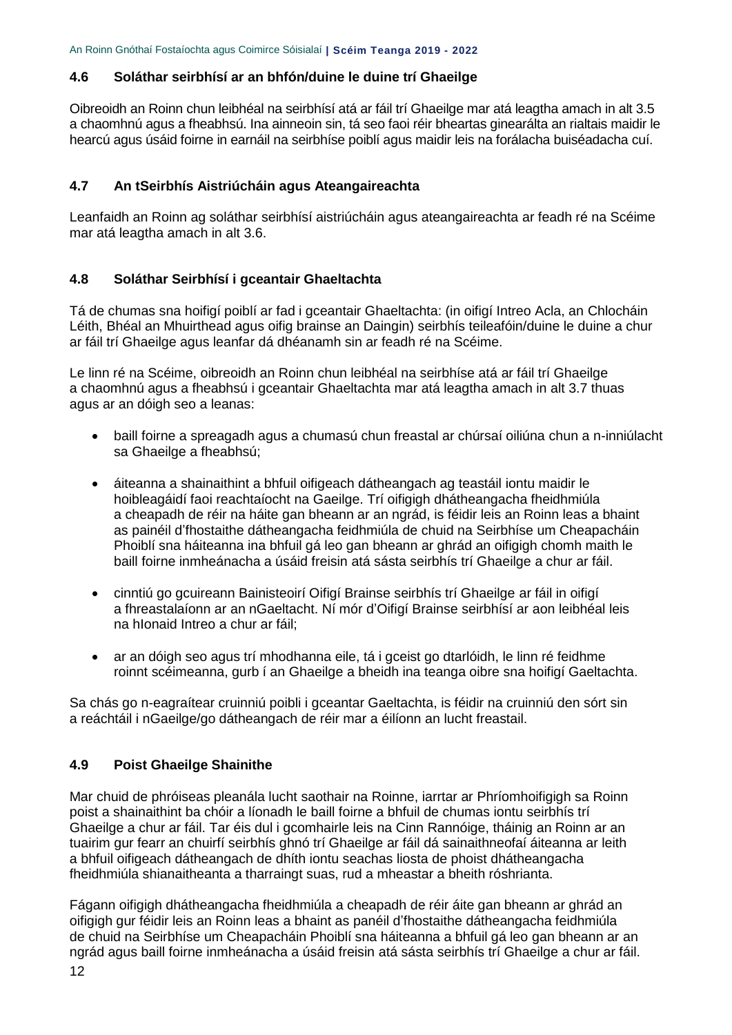### 4.6 Soláthar seirbhísí ar an bhfón/duine le duine trí Ghaeilge

Oibreoidh an Roinn chun leibhéal na seirbhísí atá ar fáil trí Ghaeilge mar atá leagtha amach in alt 3.5 a chaomhnú agus a fheabhsú. Ina ainneoin sin, tá seo faoi réir bheartas ginearálta an rialtais maidir le hearcú agus úsáid foirne in earnáil na seirbhíse poiblí agus maidir leis na forálacha buiséadacha cuí.

### 4.7 An tSeirbhís Aistriúcháin agus Ateangaireachta

Leanfaidh an Roinn ag soláthar seirbhísí aistriúcháin agus ateangaireachta ar feadh ré na Scéime mar atá leagtha amach in alt 3.6.

### 4.8 Soláthar Seirbhísí i gceantair Ghaeltachta

Tá de chumas sna hoifigí poiblí ar fad i gceantair Ghaeltachta: (in oifigí Intreo Acla, an Chlocháin Léith, Bhéal an Mhuirthead agus oifig brainse an Daingin) seirbhís teileafóin/duine le duine a chur ar fáil trí Ghaeilge agus leanfar dá dhéanamh sin ar feadh ré na Scéime.

Le linn ré na Scéime, oibreoidh an Roinn chun leibhéal na seirbhíse atá ar fáil trí Ghaeilge a chaomhnú agus a fheabhsú i gceantair Ghaeltachta mar atá leagtha amach in alt 3.7 thuas agus ar an dóigh seo a leanas:

- baill foirne a spreagadh agus a chumasú chun freastal ar chúrsaí oiliúna chun a n-inniúlacht sa Ghaeilge a fheabhsú;
- áiteanna a shainaithint a bhfuil oifigeach dátheangach ag teastáil iontu maidir le hoibleagáidí faoi reachtaíocht na Gaeilge. Trí oifigigh dhátheangacha fheidhmiúla a cheapadh de réir na háite gan bheann ar an ngrád, is féidir leis an Roinn leas a bhaint as painéil d'fhostaithe dátheangacha feidhmiúla de chuid na Seirbhíse um Cheapacháin Phoiblí sna háiteanna ina bhfuil gá leo gan bheann ar ghrád an oifigigh chomh maith le baill foirne inmheánacha a úsáid freisin atá sásta seirbhís trí Ghaeilge a chur ar fáil.
- cinntiú go gcuireann Bainisteoirí Oifigí Brainse seirbhís trí Ghaeilge ar fáil in oifigí a fhreastalaíonn ar an nGaeltacht. Ní mór d'Oifigí Brainse seirbhísí ar aon leibhéal leis na hIonaid Intreo a chur ar fáil;
- ar an dóigh seo agus trí mhodhanna eile, tá i gceist go dtarlóidh, le linn ré feidhme roinnt scéimeanna, gurb í an Ghaeilge a bheidh ina teanga oibre sna hoifigí Gaeltachta.

Sa chás go n-eagraítear cruinniú poibli i gceantar Gaeltachta, is féidir na cruinniú den sórt sin a reáchtáil i nGaeilge/go dátheangach de réir mar a éilíonn an lucht freastail.

### 4.9 Poist Ghaeilge Shainithe

Mar chuid de phróiseas pleanála lucht saothair na Roinne, iarrtar ar Phríomhoifigigh sa Roinn poist a shainaithint ba chóir a líonadh le baill foirne a bhfuil de chumas iontu seirbhís trí Ghaeilge a chur ar fáil. Tar éis dul i gcomhairle leis na Cinn Rannóige, tháinig an Roinn ar an tuairim gur fearr an chuirfí seirbhís ghnó trí Ghaeilge ar fáil dá sainaithneofaí áiteanna ar leith a bhfuil oifigeach dátheangach de dhíth iontu seachas liosta de phoist dhátheangacha fheidhmiúla shianaitheanta a tharraingt suas, rud a mheastar a bheith róshrianta.

Fágann oifigigh dhátheangacha fheidhmiúla a cheapadh de réir áite gan bheann ar ghrád an oifigigh gur féidir leis an Roinn leas a bhaint as panéil d'fhostaithe dátheangacha feidhmiúla de chuid na Seirbhíse um Cheapacháin Phoiblí sna háiteanna a bhfuil gá leo gan bheann ar an ngrád agus baill foirne inmheánacha a úsáid freisin atá sásta seirbhís trí Ghaeilge a chur ar fáil.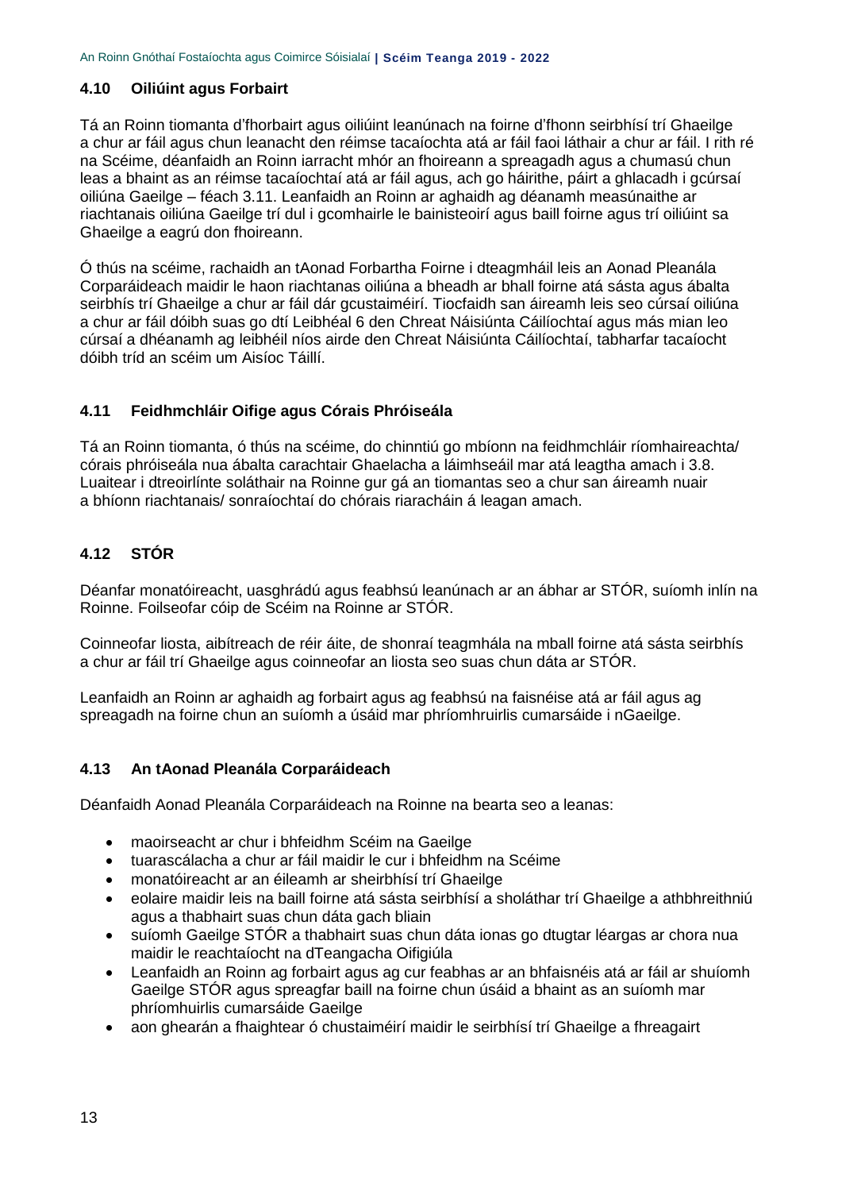### 4.10 Oiliúint agus Forbairt

Tá an Roinn tiomanta d'fhorbairt agus oiliúint leanúnach na foirne d'fhonn seirbhísí trí Ghaeilge a chur ar fáil agus chun leanacht den réimse tacaíochta atá ar fáil faoi láthair a chur ar fáil. I rith ré na Scéime, déanfaidh an Roinn iarracht mhór an fhoireann a spreagadh agus a chumasú chun leas a bhaint as an réimse tacaíochtaí atá ar fáil agus, ach go háirithe, páirt a ghlacadh i gcúrsaí oiliúna Gaeilge – féach 3.11. Leanfaidh an Roinn ar aghaidh ag déanamh measúnaithe ar riachtanais oiliúna Gaeilge trí dul i gcomhairle le bainisteoirí agus baill foirne agus trí oiliúint sa Ghaeilge a eagrú don fhoireann.

Ó thús na scéime, rachaidh an tAonad Forbartha Foirne i dteagmháil leis an Aonad Pleanála Corparáideach maidir le haon riachtanas oiliúna a bheadh ar bhall foirne atá sásta agus ábalta seirbhís trí Ghaeilge a chur ar fáil dár gcustaiméirí. Tiocfaidh san áireamh leis seo cúrsaí oiliúna a chur ar fáil dóibh suas go dtí Leibhéal 6 den Chreat Náisiúnta Cáilíochtaí agus más mian leo cúrsaí a dhéanamh ag leibhéil níos airde den Chreat Náisiúnta Cáilíochtaí, tabharfar tacaíocht dóibh tríd an scéim um Aisíoc Táillí.

### 4.11 Feidhmchláir Oifige agus Córais Phróiseála

Tá an Roinn tiomanta, ó thús na scéime, do chinntiú go mbíonn na feidhmchláir ríomhaireachta/ córais phróiseála nua ábalta carachtair Ghaelacha a láimhseáil mar atá leagtha amach i 3.8. Luaitear i dtreoirlínte soláthair na Roinne gur gá an tiomantas seo a chur san áireamh nuair a bhíonn riachtanais/ sonraíochtaí do chórais riaracháin á leagan amach.

### 4.12 STÓR

Déanfar monatóireacht, uasghrádú agus feabhsú leanúnach ar an ábhar ar STÓR, suíomh inlín na Roinne. Foilseofar cóip de Scéim na Roinne ar STÓR.

Coinneofar liosta, aibítreach de réir áite, de shonraí teagmhála na mball foirne atá sásta seirbhís a chur ar fáil trí Ghaeilge agus coinneofar an liosta seo suas chun dáta ar STÓR.

Leanfaidh an Roinn ar aghaidh ag forbairt agus ag feabhsú na faisnéise atá ar fáil agus ag spreagadh na foirne chun an suíomh a úsáid mar phríomhruirlis cumarsáide i nGaeilge.

### 4.13 An tAonad Pleanála Corparáideach

Déanfaidh Aonad Pleanála Corparáideach na Roinne na bearta seo a leanas:

- maoirseacht ar chur i bhfeidhm Scéim na Gaeilge
- tuarascálacha a chur ar fáil maidir le cur i bhfeidhm na Scéime
- monatóireacht ar an éileamh ar sheirbhísí trí Ghaeilge
- eolaire maidir leis na baill foirne atá sásta seirbhísí a sholáthar trí Ghaeilge a athbhreithniú agus a thabhairt suas chun dáta gach bliain
- suíomh Gaeilge STÓR a thabhairt suas chun dáta ionas go dtugtar léargas ar chora nua maidir le reachtaíocht na dTeangacha Oifigiúla
- Leanfaidh an Roinn ag forbairt agus ag cur feabhas ar an bhfaisnéis atá ar fáil ar shuíomh Gaeilge STÓR agus spreagfar baill na foirne chun úsáid a bhaint as an suíomh mar phríomhuirlis cumarsáide Gaeilge
- aon ghearán a fhaightear ó chustaiméirí maidir le seirbhísí trí Ghaeilge a fhreagairt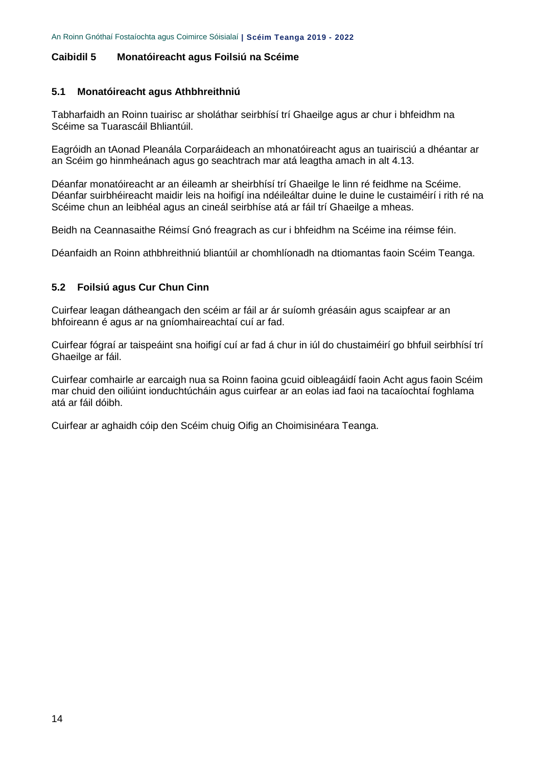## Caibidil 5 Monatóireacht agus Foilsiú na Scéime

### 5.1 Monatóireacht agus Athbhreithniú

Tabharfaidh an Roinn tuairisc ar sholáthar seirbhísí trí Ghaeilge agus ar chur i bhfeidhm na Scéime sa Tuarascáil Bhliantúil.

Eagróidh an tAonad Pleanála Corparáideach an mhonatóireacht agus an tuairisciú a dhéantar ar an Scéim go hinmheánach agus go seachtrach mar atá leagtha amach in alt 4.13.

Déanfar monatóireacht ar an éileamh ar sheirbhísí trí Ghaeilge le linn ré feidhme na Scéime. Déanfar suirbhéireacht maidir leis na hoifigí ina ndéileáltar duine le duine le custaiméirí i rith ré na Scéime chun an leibhéal agus an cineál seirbhíse atá ar fáil trí Ghaeilge a mheas.

Beidh na Ceannasaithe Réimsí Gnó freagrach as cur i bhfeidhm na Scéime ina réimse féin.

Déanfaidh an Roinn athbhreithniú bliantúil ar chomhlíonadh na dtiomantas faoin Scéim Teanga.

### 5.2 Foilsiú agus Cur Chun Cinn

Cuirfear leagan dátheangach den scéim ar fáil ar ár suíomh gréasáin agus scaipfear ar an bhfoireann é agus ar na gníomhaireachtaí cuí ar fad.

Cuirfear fógraí ar taispeáint sna hoifigí cuí ar fad á chur in iúl do chustaiméirí go bhfuil seirbhísí trí Ghaeilge ar fáil.

Cuirfear comhairle ar earcaigh nua sa Roinn faoina gcuid oibleagáidí faoin Acht agus faoin Scéim mar chuid den oiliúint ionduchtúcháin agus cuirfear ar an eolas iad faoi na tacaíochtaí foghlama atá ar fáil dóibh.

Cuirfear ar aghaidh cóip den Scéim chuig Oifig an Choimisinéara Teanga.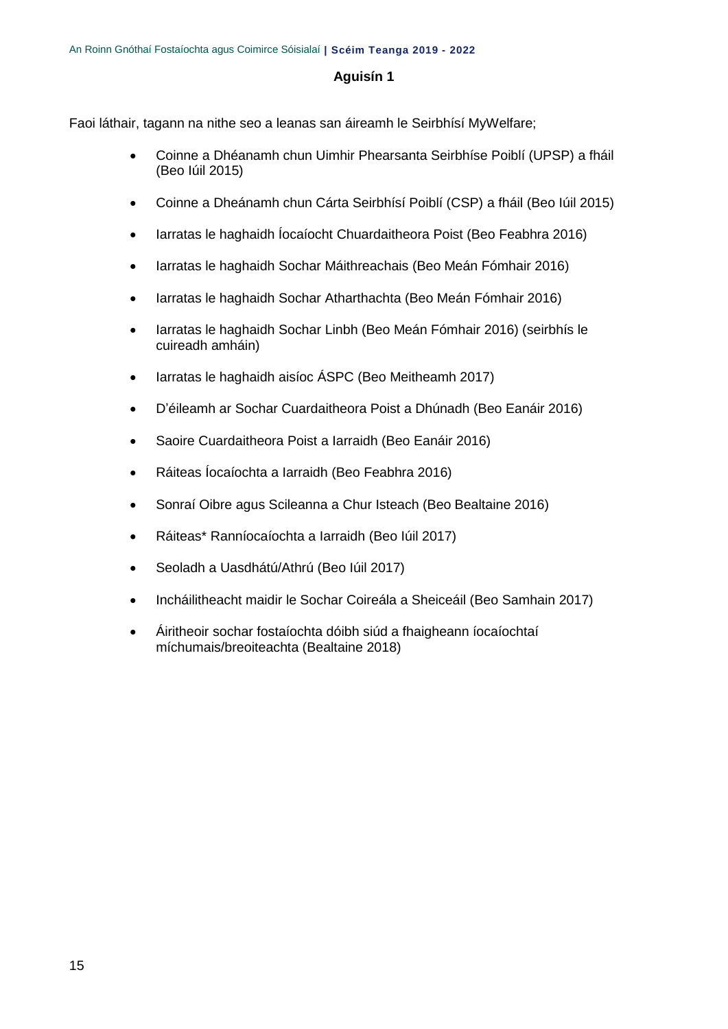## Aguisín 1

Faoi láthair, tagann na nithe seo a leanas san áireamh le Seirbhísí MyWelfare;

- Coinne a Dhéanamh chun Uimhir Phearsanta Seirbhíse Poiblí (UPSP) a fháil (Beo Iúil 2015)
- Coinne a Dheánamh chun Cárta Seirbhísí Poiblí (CSP) a fháil (Beo Iúil 2015)
- Iarratas le haghaidh Íocaíocht Chuardaitheora Poist (Beo Feabhra 2016)
- Iarratas le haghaidh Sochar Máithreachais (Beo Meán Fómhair 2016)
- Iarratas le haghaidh Sochar Atharthachta (Beo Meán Fómhair 2016)
- Iarratas le haghaidh Sochar Linbh (Beo Meán Fómhair 2016) (seirbhís le cuireadh amháin)
- Iarratas le haghaidh aisíoc ÁSPC (Beo Meitheamh 2017)
- D'éileamh ar Sochar Cuardaitheora Poist a Dhúnadh (Beo Eanáir 2016)
- Saoire Cuardaitheora Poist a Iarraidh (Beo Eanáir 2016)
- Ráiteas Íocaíochta a Iarraidh (Beo Feabhra 2016)
- Sonraí Oibre agus Scileanna a Chur Isteach (Beo Bealtaine 2016)
- Ráiteas* Ranníocaíochta a Iarraidh (Beo Iúil 2017)
- Seoladh a Uasdhátú/Athrú (Beo Iúil 2017)
- Incháilitheacht maidir le Sochar Coireála a Sheiceáil (Beo Samhain 2017)
- Áiritheoir sochar fostaíochta dóibh siúd a fhaigheann íocaíochtaí míchumais/breoiteachta (Bealtaine 2018)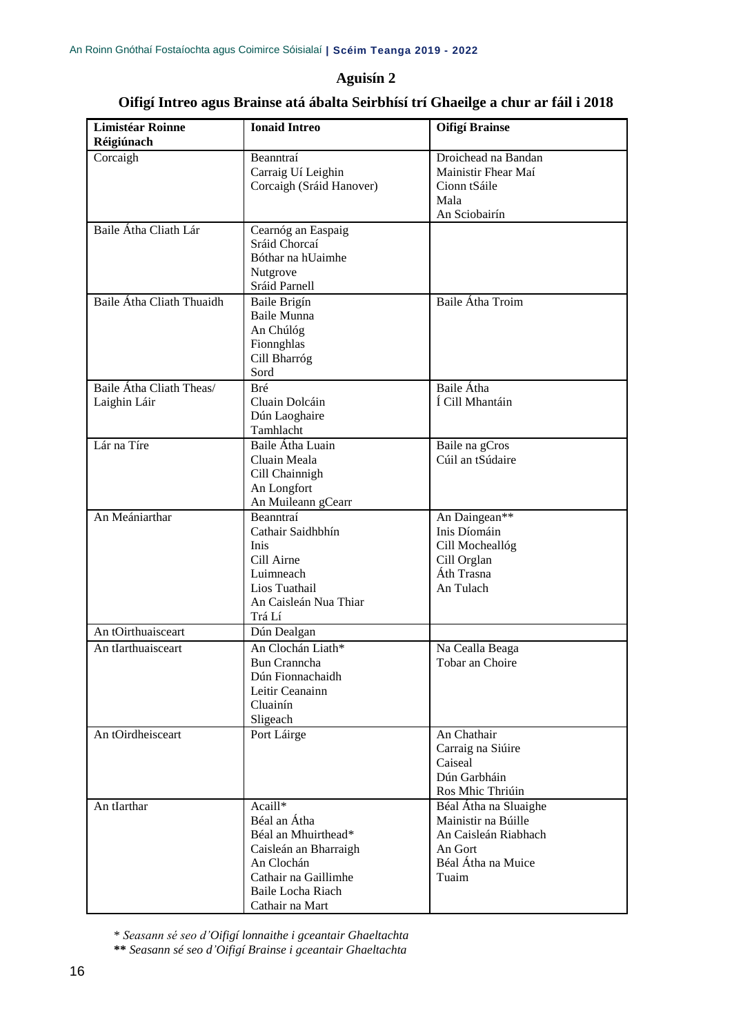## Aguisín 2

### Oifigí Intreo agus Brainse atá ábalta Seirbhísí trí Ghaeilge a chur ar fáil i 2018

| Limistéar Roinne Réigiúnach | Ionaid Intreo | Oifigí Brainse |
|---|---|---|
| Corcaigh | Beanntraí<br>Carraig Uí Leighin<br>Corcaigh (Sráid Hanover) | Droichead na Bandan<br>Mainistir Fhear Maí<br>Cionn tSáile<br>Mala<br>An Sciobairín |
| Baile Átha Cliath Lár | Cearnóg an Easpaig<br>Sráid Chorcaí<br>Bóthar na hUaimhe<br>Nutgrove<br>Sráid Parnell | |
| Baile Átha Cliath Thuaidh | Baile Brigín<br>Baile Munna<br>An Chúlóg<br>Fionnghlas<br>Cill Bharróg<br>Sord | Baile Átha Troim |
| Baile Átha Cliath Theas/ Laighin Láir | Bré<br>Cluain Dolcáin<br>Dún Laoghaire<br>Tamhlacht | Baile Átha<br>Í Cill Mhantáin |
| Lár na Tíre | Baile Átha Luain<br>Cluain Meala<br>Cill Chainnigh<br>An Longfort<br>An Muileann gCearr | Baile na gCros<br>Cúil an tSúdaire |
| An Meániarthar | Beanntraí<br>Cathair Saidhbhín<br>Inis<br>Cill Airne<br>Luimneach<br>Lios Tuathail<br>An Caisleán Nua Thiar<br>Trá Lí | An Daingean**<br>Inis Díomáin<br>Cill Mocheallóg<br>Cill Orglan<br>Áth Trasna<br>An Tulach |
| An tOirthuaisceart | Dún Dealgan | |
| An tIarthuaisceart | An Clochán Liath*<br>Bun Cranncha<br>Dún Fionnachaidh<br>Leitir Ceanainn<br>Cluainín<br>Sligeach | Na Cealla Beaga<br>Tobar an Choire |
| An tOirdheisceart | Port Láirge | An Chathair<br>Carraig na Siúire<br>Caiseal<br>Dún Garbháin<br>Ros Mhic Thriúin |
| An tIarthar | Acaill*<br>Béal an Átha<br>Béal an Mhuirthead*<br>Caisleán an Bharraigh<br>An Clochán<br>Cathair na Gaillimhe<br>Baile Locha Riach<br>Cathair na Mart | Béal Átha na Sluaighe<br>Mainistir na Búille<br>An Caisleán Riabhach<br>An Gort<br>Béal Átha na Muice<br>Tuaim |

\* *Seasann sé seo d'Oifigí lonnaithe i gceantair Ghaeltachta*
**\*\*** *Seasann sé seo d'Oifigí Brainse i gceantair Ghaeltachta*